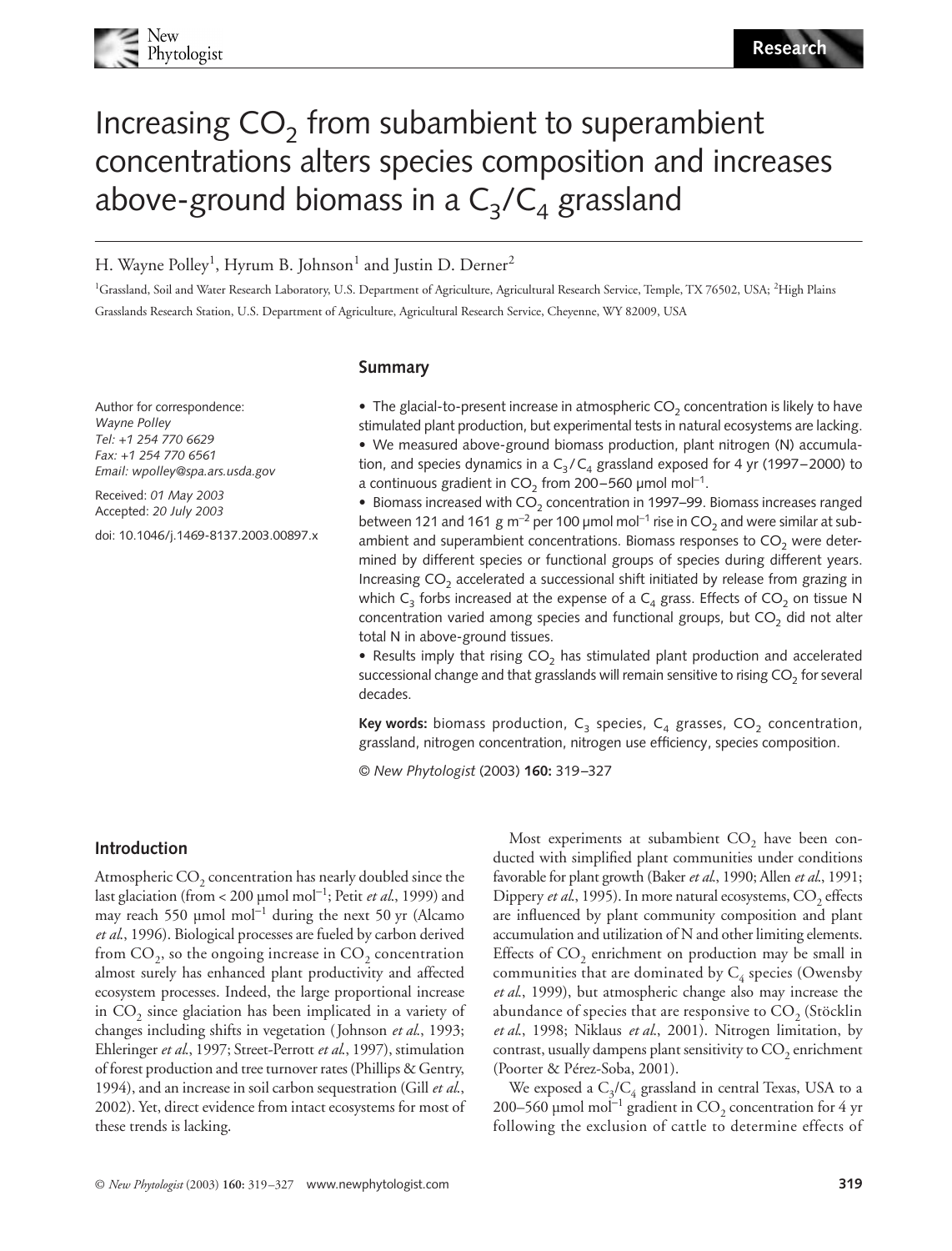# Increasing $CO_2$ from subambient to superambient concentrations alters species composition and increases above-ground biomass in a $C_3/C_4$ grassland

H. Wayne Polley[1], Hyrum B. Johnson[1] and Justin D. Derner[2]

[1]Grassland, Soil and Water Research Laboratory, U.S. Department of Agriculture, Agricultural Research Service, Temple, TX 76502, USA; [2]High Plains Grasslands Research Station, U.S. Department of Agriculture, Agricultural Research Service, Cheyenne, WY 82009, USA

Author for correspondence:
*Wayne Polley*
*Tel: +1 254 770 6629*
*Fax: +1 254 770 6561*
*Email: wpolley@spa.ars.usda.gov*

Received: *01 May 2003*
Accepted: *20 July 2003*

doi: 10.1046/j.1469-8137.2003.00897.x

## Summary

- The glacial-to-present increase in atmospheric $CO_2$ concentration is likely to have stimulated plant production, but experimental tests in natural ecosystems are lacking.
- We measured above-ground biomass production, plant nitrogen (N) accumulation, and species dynamics in a $C_3/C_4$ grassland exposed for 4 yr (1997–2000) to a continuous gradient in $CO_2$ from 200–560 µmol mol$^{-1}$.
- Biomass increased with $CO_2$ concentration in 1997–99. Biomass increases ranged between 121 and 161 g m$^{-2}$ per 100 µmol mol$^{-1}$ rise in $CO_2$ and were similar at subambient and superambient concentrations. Biomass responses to $CO_2$ were determined by different species or functional groups of species during different years. Increasing $CO_2$ accelerated a successional shift initiated by release from grazing in which $C_3$ forbs increased at the expense of a $C_4$ grass. Effects of $CO_2$ on tissue N concentration varied among species and functional groups, but $CO_2$ did not alter total N in above-ground tissues.
- Results imply that rising $CO_2$ has stimulated plant production and accelerated successional change and that grasslands will remain sensitive to rising $CO_2$ for several decades.

**Key words:** biomass production, $C_3$ species, $C_4$ grasses, $CO_2$ concentration, grassland, nitrogen concentration, nitrogen use efficiency, species composition.

© *New Phytologist* (2003) **160:** 319–327

## Introduction

Atmospheric $CO_2$ concentration has nearly doubled since the last glaciation (from < 200 µmol mol$^{-1}$; Petit *et al.*, 1999) and may reach 550 µmol mol$^{-1}$ during the next 50 yr (Alcamo *et al.*, 1996). Biological processes are fueled by carbon derived from $CO_2$, so the ongoing increase in $CO_2$ concentration almost surely has enhanced plant productivity and affected ecosystem processes. Indeed, the large proportional increase in $CO_2$ since glaciation has been implicated in a variety of changes including shifts in vegetation (Johnson *et al.*, 1993; Ehleringer *et al.*, 1997; Street-Perrott *et al.*, 1997), stimulation of forest production and tree turnover rates (Phillips & Gentry, 1994), and an increase in soil carbon sequestration (Gill *et al.*, 2002). Yet, direct evidence from intact ecosystems for most of these trends is lacking.

Most experiments at subambient $CO_2$ have been conducted with simplified plant communities under conditions favorable for plant growth (Baker *et al.*, 1990; Allen *et al.*, 1991; Dippery *et al.*, 1995). In more natural ecosystems, $CO_2$ effects are influenced by plant community composition and plant accumulation and utilization of N and other limiting elements. Effects of $CO_2$ enrichment on production may be small in communities that are dominated by $C_4$ species (Owensby *et al.*, 1999), but atmospheric change also may increase the abundance of species that are responsive to $CO_2$ (Stöcklin *et al.*, 1998; Niklaus *et al.*, 2001). Nitrogen limitation, by contrast, usually dampens plant sensitivity to $CO_2$ enrichment (Poorter & Pérez-Soba, 2001).

We exposed a $C_3/C_4$ grassland in central Texas, USA to a 200–560 µmol mol$^{-1}$ gradient in $CO_2$ concentration for 4 yr following the exclusion of cattle to determine effects of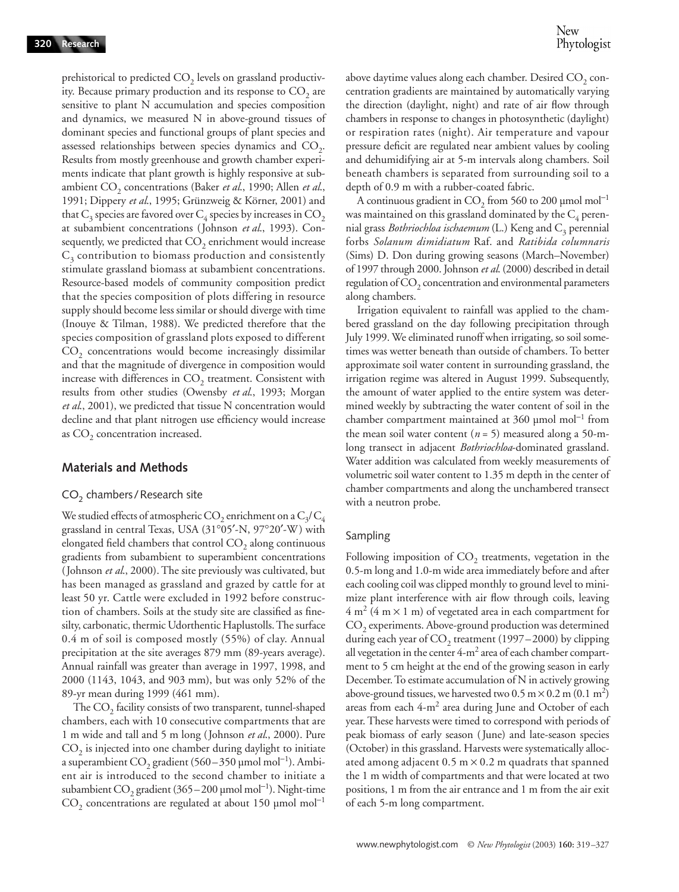prehistorical to predicted $CO_2$ levels on grassland productivity. Because primary production and its response to $CO_2$ are sensitive to plant N accumulation and species composition and dynamics, we measured N in above-ground tissues of dominant species and functional groups of plant species and assessed relationships between species dynamics and $CO_2$. Results from mostly greenhouse and growth chamber experiments indicate that plant growth is highly responsive at subambient $CO_2$ concentrations (Baker *et al.*, 1990; Allen *et al.*, 1991; Dippery *et al.*, 1995; Grünzweig & Körner, 2001) and that $C_3$ species are favored over $C_4$ species by increases in $CO_2$ at subambient concentrations (Johnson *et al.*, 1993). Consequently, we predicted that $CO_2$ enrichment would increase $C_3$ contribution to biomass production and consistently stimulate grassland biomass at subambient concentrations. Resource-based models of community composition predict that the species composition of plots differing in resource supply should become less similar or should diverge with time (Inouye & Tilman, 1988). We predicted therefore that the species composition of grassland plots exposed to different $CO_2$ concentrations would become increasingly dissimilar and that the magnitude of divergence in composition would increase with differences in $CO_2$ treatment. Consistent with results from other studies (Owensby *et al.*, 1993; Morgan *et al.*, 2001), we predicted that tissue N concentration would decline and that plant nitrogen use efficiency would increase as $CO_2$ concentration increased.

## Materials and Methods

### $CO_2$ chambers / Research site

We studied effects of atmospheric $CO_2$ enrichment on a $C_3$/$C_4$ grassland in central Texas, USA (31°05′-N, 97°20′-W) with elongated field chambers that control $CO_2$ along continuous gradients from subambient to superambient concentrations (Johnson *et al.*, 2000). The site previously was cultivated, but has been managed as grassland and grazed by cattle for at least 50 yr. Cattle were excluded in 1992 before construction of chambers. Soils at the study site are classified as fine-silty, carbonatic, thermic Udorthentic Haplustolls. The surface 0.4 m of soil is composed mostly (55%) of clay. Annual precipitation at the site averages 879 mm (89-years average). Annual rainfall was greater than average in 1997, 1998, and 2000 (1143, 1043, and 903 mm), but was only 52% of the 89-yr mean during 1999 (461 mm).

The $CO_2$ facility consists of two transparent, tunnel-shaped chambers, each with 10 consecutive compartments that are 1 m wide and tall and 5 m long (Johnson *et al.*, 2000). Pure $CO_2$ is injected into one chamber during daylight to initiate a superambient $CO_2$ gradient (560–350 μmol mol$^{-1}$). Ambient air is introduced to the second chamber to initiate a subambient $CO_2$ gradient (365–200 μmol mol$^{-1}$). Night-time $CO_2$ concentrations are regulated at about 150 μmol mol$^{-1}$ above daytime values along each chamber. Desired $CO_2$ concentration gradients are maintained by automatically varying the direction (daylight, night) and rate of air flow through chambers in response to changes in photosynthetic (daylight) or respiration rates (night). Air temperature and vapour pressure deficit are regulated near ambient values by cooling and dehumidifying air at 5-m intervals along chambers. Soil beneath chambers is separated from surrounding soil to a depth of 0.9 m with a rubber-coated fabric.

A continuous gradient in $CO_2$ from 560 to 200 μmol mol$^{-1}$ was maintained on this grassland dominated by the $C_4$ perennial grass *Bothriochloa ischaemum* (L.) Keng and $C_3$ perennial forbs *Solanum dimidiatum* Raf. and *Ratibida columnaris* (Sims) D. Don during growing seasons (March–November) of 1997 through 2000. Johnson *et al.* (2000) described in detail regulation of $CO_2$ concentration and environmental parameters along chambers.

Irrigation equivalent to rainfall was applied to the chambered grassland on the day following precipitation through July 1999. We eliminated runoff when irrigating, so soil sometimes was wetter beneath than outside of chambers. To better approximate soil water content in surrounding grassland, the irrigation regime was altered in August 1999. Subsequently, the amount of water applied to the entire system was determined weekly by subtracting the water content of soil in the chamber compartment maintained at 360 μmol mol$^{-1}$ from the mean soil water content ($n = 5$) measured along a 50-m-long transect in adjacent *Bothriochloa*-dominated grassland. Water addition was calculated from weekly measurements of volumetric soil water content to 1.35 m depth in the center of chamber compartments and along the unchambered transect with a neutron probe.

### Sampling

Following imposition of $CO_2$ treatments, vegetation in the 0.5-m long and 1.0-m wide area immediately before and after each cooling coil was clipped monthly to ground level to minimize plant interference with air flow through coils, leaving 4 m$^2$ (4 m × 1 m) of vegetated area in each compartment for $CO_2$ experiments. Above-ground production was determined during each year of $CO_2$ treatment (1997–2000) by clipping all vegetation in the center 4-m$^2$ area of each chamber compartment to 5 cm height at the end of the growing season in early December. To estimate accumulation of N in actively growing above-ground tissues, we harvested two 0.5 m × 0.2 m (0.1 m$^2$) areas from each 4-m$^2$ area during June and October of each year. These harvests were timed to correspond with periods of peak biomass of early season (June) and late-season species (October) in this grassland. Harvests were systematically allocated among adjacent 0.5 m × 0.2 m quadrats that spanned the 1 m width of compartments and that were located at two positions, 1 m from the air entrance and 1 m from the air exit of each 5-m long compartment.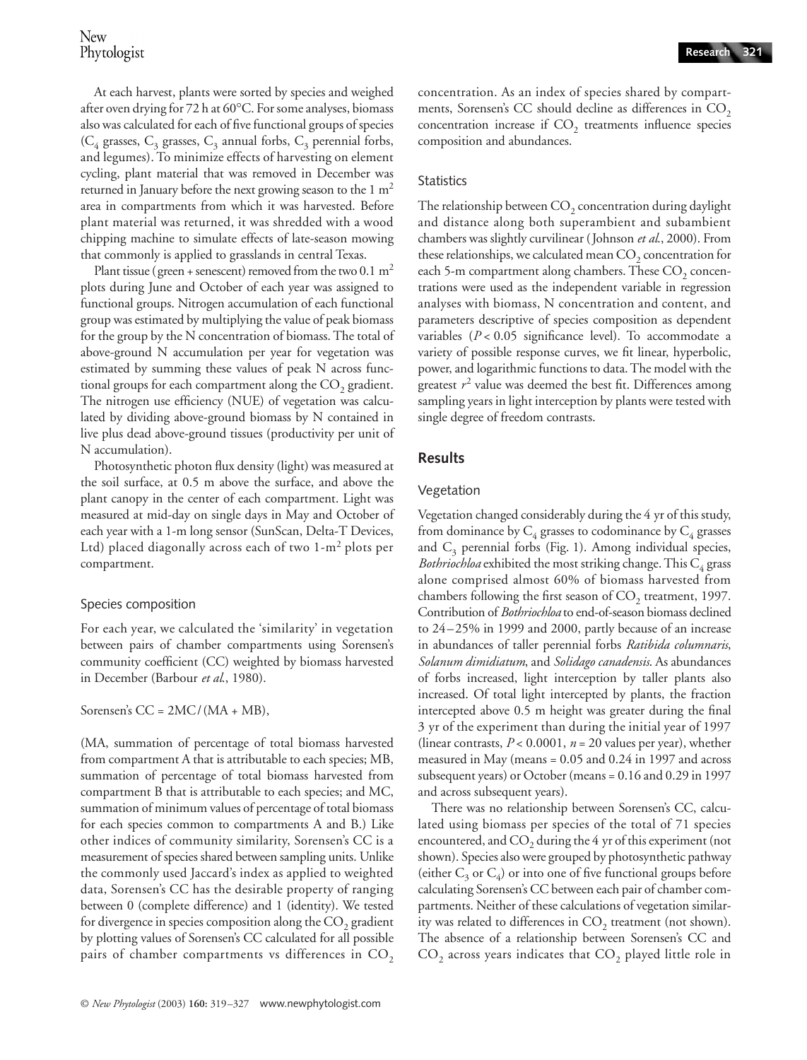At each harvest, plants were sorted by species and weighed after oven drying for 72 h at 60°C. For some analyses, biomass also was calculated for each of five functional groups of species ($C_4$ grasses, $C_3$ grasses, $C_3$ annual forbs, $C_3$ perennial forbs, and legumes). To minimize effects of harvesting on element cycling, plant material that was removed in December was returned in January before the next growing season to the 1 $m^2$ area in compartments from which it was harvested. Before plant material was returned, it was shredded with a wood chipping machine to simulate effects of late-season mowing that commonly is applied to grasslands in central Texas.

Plant tissue (green + senescent) removed from the two 0.1 $m^2$ plots during June and October of each year was assigned to functional groups. Nitrogen accumulation of each functional group was estimated by multiplying the value of peak biomass for the group by the N concentration of biomass. The total of above-ground N accumulation per year for vegetation was estimated by summing these values of peak N across functional groups for each compartment along the $CO_2$ gradient. The nitrogen use efficiency (NUE) of vegetation was calculated by dividing above-ground biomass by N contained in live plus dead above-ground tissues (productivity per unit of N accumulation).

Photosynthetic photon flux density (light) was measured at the soil surface, at 0.5 m above the surface, and above the plant canopy in the center of each compartment. Light was measured at mid-day on single days in May and October of each year with a 1-m long sensor (SunScan, Delta-T Devices, Ltd) placed diagonally across each of two 1-$m^2$ plots per compartment.

### Species composition

For each year, we calculated the 'similarity' in vegetation between pairs of chamber compartments using Sorensen's community coefficient (CC) weighted by biomass harvested in December (Barbour *et al.*, 1980).

$$\text{Sorensen's CC} = 2MC/(MA + MB),$$

(MA, summation of percentage of total biomass harvested from compartment A that is attributable to each species; MB, summation of percentage of total biomass harvested from compartment B that is attributable to each species; and MC, summation of minimum values of percentage of total biomass for each species common to compartments A and B.) Like other indices of community similarity, Sorensen's CC is a measurement of species shared between sampling units. Unlike the commonly used Jaccard's index as applied to weighted data, Sorensen's CC has the desirable property of ranging between 0 (complete difference) and 1 (identity). We tested for divergence in species composition along the $CO_2$ gradient by plotting values of Sorensen's CC calculated for all possible pairs of chamber compartments vs differences in $CO_2$ concentration. As an index of species shared by compartments, Sorensen's CC should decline as differences in $CO_2$ concentration increase if $CO_2$ treatments influence species composition and abundances.

### Statistics

The relationship between $CO_2$ concentration during daylight and distance along both superambient and subambient chambers was slightly curvilinear (Johnson *et al.*, 2000). From these relationships, we calculated mean $CO_2$ concentration for each 5-m compartment along chambers. These $CO_2$ concentrations were used as the independent variable in regression analyses with biomass, N concentration and content, and parameters descriptive of species composition as dependent variables ($P < 0.05$ significance level). To accommodate a variety of possible response curves, we fit linear, hyperbolic, power, and logarithmic functions to data. The model with the greatest $r^2$ value was deemed the best fit. Differences among sampling years in light interception by plants were tested with single degree of freedom contrasts.

## Results

### Vegetation

Vegetation changed considerably during the 4 yr of this study, from dominance by $C_4$ grasses to codominance by $C_4$ grasses and $C_3$ perennial forbs (Fig. 1). Among individual species, *Bothriochloa* exhibited the most striking change. This $C_4$ grass alone comprised almost 60% of biomass harvested from chambers following the first season of $CO_2$ treatment, 1997. Contribution of *Bothriochloa* to end-of-season biomass declined to 24–25% in 1999 and 2000, partly because of an increase in abundances of taller perennial forbs *Ratibida columnaris*, *Solanum dimidiatum*, and *Solidago canadensis*. As abundances of forbs increased, light interception by taller plants also increased. Of total light intercepted by plants, the fraction intercepted above 0.5 m height was greater during the final 3 yr of the experiment than during the initial year of 1997 (linear contrasts, $P < 0.0001$, $n = 20$ values per year), whether measured in May (means = 0.05 and 0.24 in 1997 and across subsequent years) or October (means = 0.16 and 0.29 in 1997 and across subsequent years).

There was no relationship between Sorensen's CC, calculated using biomass per species of the total of 71 species encountered, and $CO_2$ during the 4 yr of this experiment (not shown). Species also were grouped by photosynthetic pathway (either $C_3$ or $C_4$) or into one of five functional groups before calculating Sorensen's CC between each pair of chamber compartments. Neither of these calculations of vegetation similarity was related to differences in $CO_2$ treatment (not shown). The absence of a relationship between Sorensen's CC and $CO_2$ across years indicates that $CO_2$ played little role in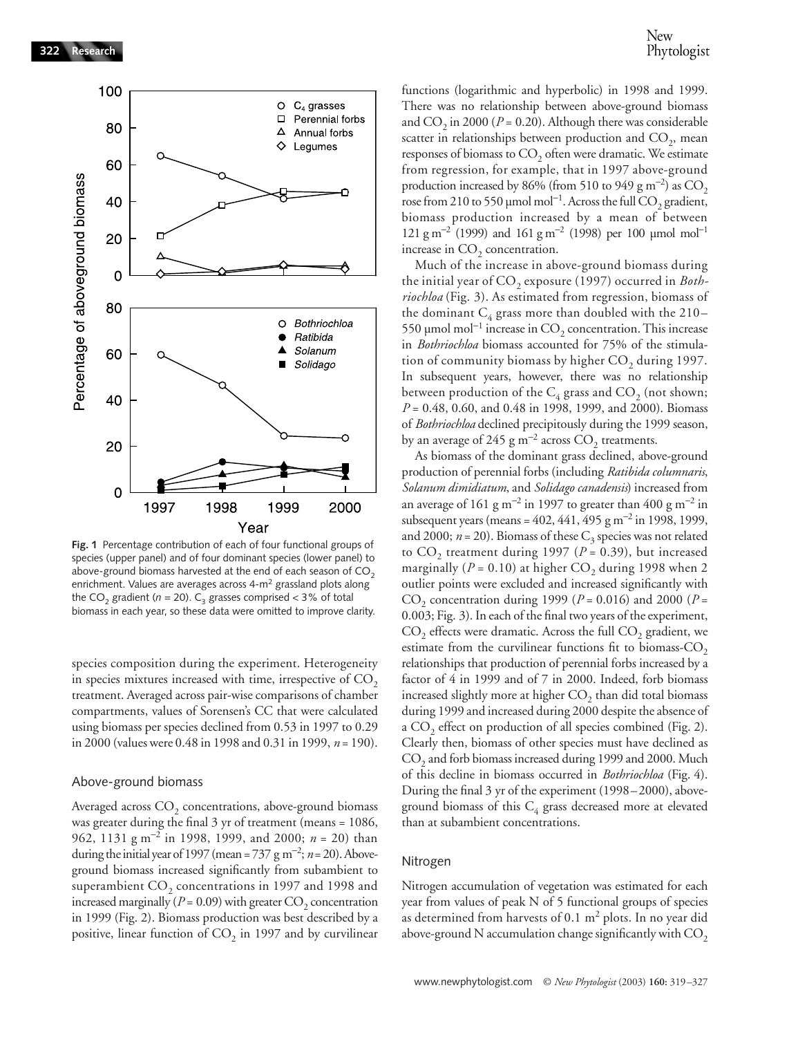**Fig. 1** Percentage contribution of each of four functional groups of species (upper panel) and of four dominant species (lower panel) to above-ground biomass harvested at the end of each season of $CO_2$ enrichment. Values are averages across 4-$m^2$ grassland plots along the $CO_2$ gradient ($n$ = 20). $C_3$ grasses comprised < 3% of total biomass in each year, so these data were omitted to improve clarity.

species composition during the experiment. Heterogeneity in species mixtures increased with time, irrespective of $CO_2$ treatment. Averaged across pair-wise comparisons of chamber compartments, values of Sorensen's CC that were calculated using biomass per species declined from 0.53 in 1997 to 0.29 in 2000 (values were 0.48 in 1998 and 0.31 in 1999, $n$ = 190).

### Above-ground biomass

Averaged across $CO_2$ concentrations, above-ground biomass was greater during the final 3 yr of treatment (means = 1086, 962, 1131 g $m^{-2}$ in 1998, 1999, and 2000; $n$ = 20) than during the initial year of 1997 (mean = 737 g $m^{-2}$; $n$ = 20). Above-ground biomass increased significantly from subambient to superambient $CO_2$ concentrations in 1997 and 1998 and increased marginally ($P$ = 0.09) with greater $CO_2$ concentration in 1999 (Fig. 2). Biomass production was best described by a positive, linear function of $CO_2$ in 1997 and by curvilinear functions (logarithmic and hyperbolic) in 1998 and 1999. There was no relationship between above-ground biomass and $CO_2$ in 2000 ($P$ = 0.20). Although there was considerable scatter in relationships between production and $CO_2$, mean responses of biomass to $CO_2$ often were dramatic. We estimate from regression, for example, that in 1997 above-ground production increased by 86% (from 510 to 949 g $m^{-2}$) as $CO_2$ rose from 210 to 550 µmol $mol^{-1}$. Across the full $CO_2$ gradient, biomass production increased by a mean of between 121 g $m^{-2}$ (1999) and 161 g $m^{-2}$ (1998) per 100 µmol $mol^{-1}$ increase in $CO_2$ concentration.

Much of the increase in above-ground biomass during the initial year of $CO_2$ exposure (1997) occurred in *Bothriochloa* (Fig. 3). As estimated from regression, biomass of the dominant $C_4$ grass more than doubled with the 210–550 µmol $mol^{-1}$ increase in $CO_2$ concentration. This increase in *Bothriochloa* biomass accounted for 75% of the stimulation of community biomass by higher $CO_2$ during 1997. In subsequent years, however, there was no relationship between production of the $C_4$ grass and $CO_2$ (not shown; $P$ = 0.48, 0.60, and 0.48 in 1998, 1999, and 2000). Biomass of *Bothriochloa* declined precipitously during the 1999 season, by an average of 245 g $m^{-2}$ across $CO_2$ treatments.

As biomass of the dominant grass declined, above-ground production of perennial forbs (including *Ratibida columnaris*, *Solanum dimidiatum*, and *Solidago canadensis*) increased from an average of 161 g $m^{-2}$ in 1997 to greater than 400 g $m^{-2}$ in subsequent years (means = 402, 441, 495 g $m^{-2}$ in 1998, 1999, and 2000; $n$ = 20). Biomass of these $C_3$ species was not related to $CO_2$ treatment during 1997 ($P$ = 0.39), but increased marginally ($P$ = 0.10) at higher $CO_2$ during 1998 when 2 outlier points were excluded and increased significantly with $CO_2$ concentration during 1999 ($P$ = 0.016) and 2000 ($P$ = 0.003; Fig. 3). In each of the final two years of the experiment, $CO_2$ effects were dramatic. Across the full $CO_2$ gradient, we estimate from the curvilinear functions fit to biomass-$CO_2$ relationships that production of perennial forbs increased by a factor of 4 in 1999 and of 7 in 2000. Indeed, forb biomass increased slightly more at higher $CO_2$ than did total biomass during 1999 and increased during 2000 despite the absence of a $CO_2$ effect on production of all species combined (Fig. 2). Clearly then, biomass of other species must have declined as $CO_2$ and forb biomass increased during 1999 and 2000. Much of this decline in biomass occurred in *Bothriochloa* (Fig. 4). During the final 3 yr of the experiment (1998–2000), above-ground biomass of this $C_4$ grass decreased more at elevated than at subambient concentrations.

### Nitrogen

Nitrogen accumulation of vegetation was estimated for each year from values of peak N of 5 functional groups of species as determined from harvests of 0.1 $m^2$ plots. In no year did above-ground N accumulation change significantly with $CO_2$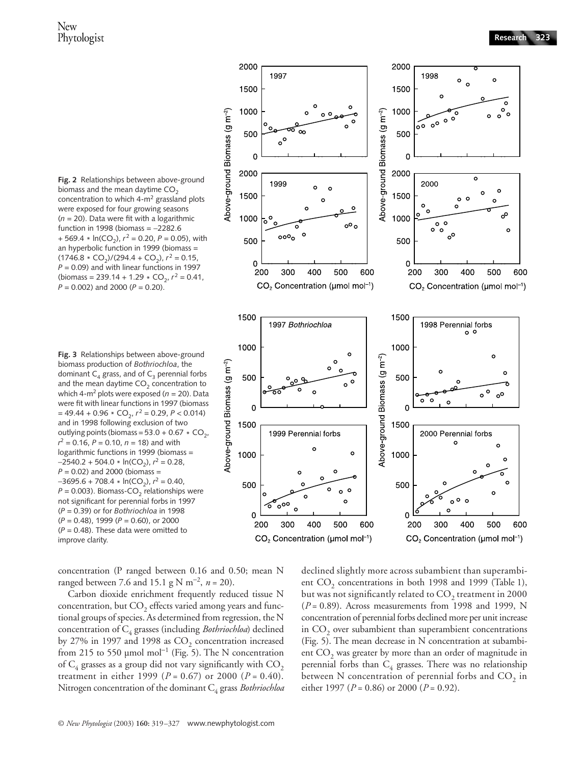**Fig. 2** Relationships between above-ground biomass and the mean daytime $CO_2$ concentration to which 4-$m^2$ grassland plots were exposed for four growing seasons ($n = 20$). Data were fit with a logarithmic function in 1998 (biomass = –2282.6 + 569.4 * ln($CO_2$), $r^2 = 0.20$, $P = 0.05$), with an hyperbolic function in 1999 (biomass = (1746.8 * $CO_2$)/(294.4 + $CO_2$), $r^2 = 0.15$, $P = 0.09$) and with linear functions in 1997 (biomass = 239.14 + 1.29 * $CO_2$, $r^2 = 0.41$, $P = 0.002$) and 2000 ($P = 0.20$).

**Fig. 3** Relationships between above-ground biomass production of *Bothriochloa*, the dominant $C_4$ grass, and of $C_3$ perennial forbs and the mean daytime $CO_2$ concentration to which 4-$m^2$ plots were exposed ($n = 20$). Data were fit with linear functions in 1997 (biomass = 49.44 + 0.96 * $CO_2$, $r^2 = 0.29$, $P < 0.014$) and in 1998 following exclusion of two outlying points (biomass = 53.0 + 0.67 * $CO_2$, $r^2 = 0.16$, $P = 0.10$, $n = 18$) and with logarithmic functions in 1999 (biomass = –2540.2 + 504.0 * ln($CO_2$), $r^2 = 0.28$, $P = 0.02$) and 2000 (biomass = –3695.6 + 708.4 * ln($CO_2$), $r^2 = 0.40$, $P = 0.003$). Biomass-$CO_2$ relationships were not significant for perennial forbs in 1997 ($P = 0.39$) or for *Bothriochloa* in 1998 ($P = 0.48$), 1999 ($P = 0.60$), or 2000 ($P = 0.48$). These data were omitted to improve clarity.

concentration (P ranged between 0.16 and 0.50; mean N ranged between 7.6 and 15.1 g N $m^{-2}$, $n = 20$).

Carbon dioxide enrichment frequently reduced tissue N concentration, but $CO_2$ effects varied among years and functional groups of species. As determined from regression, the N concentration of $C_4$ grasses (including *Bothriochloa*) declined by 27% in 1997 and 1998 as $CO_2$ concentration increased from 215 to 550 μmol $mol^{-1}$ (Fig. 5). The N concentration of $C_4$ grasses as a group did not vary significantly with $CO_2$ treatment in either 1999 ($P = 0.67$) or 2000 ($P = 0.40$). Nitrogen concentration of the dominant $C_4$ grass *Bothriochloa* declined slightly more across subambient than superambient $CO_2$ concentrations in both 1998 and 1999 (Table 1), but was not significantly related to $CO_2$ treatment in 2000 ($P = 0.89$). Across measurements from 1998 and 1999, N concentration of perennial forbs declined more per unit increase in $CO_2$ over subambient than superambient concentrations (Fig. 5). The mean decrease in N concentration at subambient $CO_2$ was greater by more than an order of magnitude in perennial forbs than $C_4$ grasses. There was no relationship between N concentration of perennial forbs and $CO_2$ in either 1997 ($P = 0.86$) or 2000 ($P = 0.92$).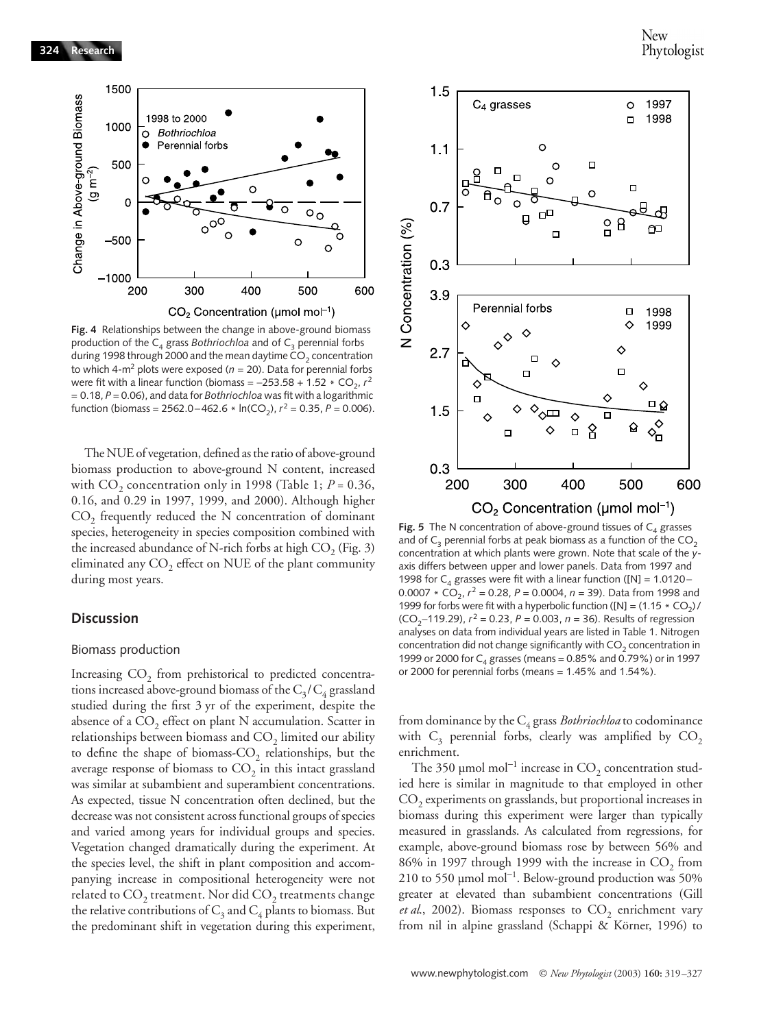**Fig. 4** Relationships between the change in above-ground biomass production of the $C_4$ grass *Bothriochloa* and of $C_3$ perennial forbs during 1998 through 2000 and the mean daytime $CO_2$ concentration to which 4-$m^2$ plots were exposed ($n$ = 20). Data for perennial forbs were fit with a linear function (biomass = $-253.58 + 1.52 * CO_2$, $r^2$ = 0.18, $P$ = 0.06), and data for *Bothriochloa* was fit with a logarithmic function (biomass = $2562.0 - 462.6 * \ln(CO_2)$, $r^2$ = 0.35, $P$ = 0.006).

**Fig. 5** The N concentration of above-ground tissues of $C_4$ grasses and of $C_3$ perennial forbs at peak biomass as a function of the $CO_2$ concentration at which plants were grown. Note that scale of the *y*-axis differs between upper and lower panels. Data from 1997 and 1998 for $C_4$ grasses were fit with a linear function ([N] = $1.0120 - 0.0007 * CO_2$, $r^2$ = 0.28, $P$ = 0.0004, $n$ = 39). Data from 1998 and 1999 for forbs were fit with a hyperbolic function ([N] = $(1.15 * CO_2)/(CO_2 - 119.29)$, $r^2$ = 0.23, $P$ = 0.003, $n$ = 36). Results of regression analyses on data from individual years are listed in Table 1. Nitrogen concentration did not change significantly with $CO_2$ concentration in 1999 or 2000 for $C_4$ grasses (means = 0.85% and 0.79%) or in 1997 or 2000 for perennial forbs (means = 1.45% and 1.54%).

The NUE of vegetation, defined as the ratio of above-ground biomass production to above-ground N content, increased with $CO_2$ concentration only in 1998 (Table 1; $P$ = 0.36, 0.16, and 0.29 in 1997, 1999, and 2000). Although higher $CO_2$ frequently reduced the N concentration of dominant species, heterogeneity in species composition combined with the increased abundance of N-rich forbs at high $CO_2$ (Fig. 3) eliminated any $CO_2$ effect on NUE of the plant community during most years.

## Discussion

### Biomass production

Increasing $CO_2$ from prehistorical to predicted concentrations increased above-ground biomass of the $C_3/C_4$ grassland studied during the first 3 yr of the experiment, despite the absence of a $CO_2$ effect on plant N accumulation. Scatter in relationships between biomass and $CO_2$ limited our ability to define the shape of biomass-$CO_2$ relationships, but the average response of biomass to $CO_2$ in this intact grassland was similar at subambient and superambient concentrations. As expected, tissue N concentration often declined, but the decrease was not consistent across functional groups of species and varied among years for individual groups and species. Vegetation changed dramatically during the experiment. At the species level, the shift in plant composition and accompanying increase in compositional heterogeneity were not related to $CO_2$ treatment. Nor did $CO_2$ treatments change the relative contributions of $C_3$ and $C_4$ plants to biomass. But the predominant shift in vegetation during this experiment, from dominance by the $C_4$ grass *Bothriochloa* to codominance with $C_3$ perennial forbs, clearly was amplified by $CO_2$ enrichment.

The 350 μmol mol$^{-1}$ increase in $CO_2$ concentration studied here is similar in magnitude to that employed in other $CO_2$ experiments on grasslands, but proportional increases in biomass during this experiment were larger than typically measured in grasslands. As calculated from regressions, for example, above-ground biomass rose by between 56% and 86% in 1997 through 1999 with the increase in $CO_2$ from 210 to 550 μmol mol$^{-1}$. Below-ground production was 50% greater at elevated than subambient concentrations (Gill *et al.*, 2002). Biomass responses to $CO_2$ enrichment vary from nil in alpine grassland (Schappi & Körner, 1996) to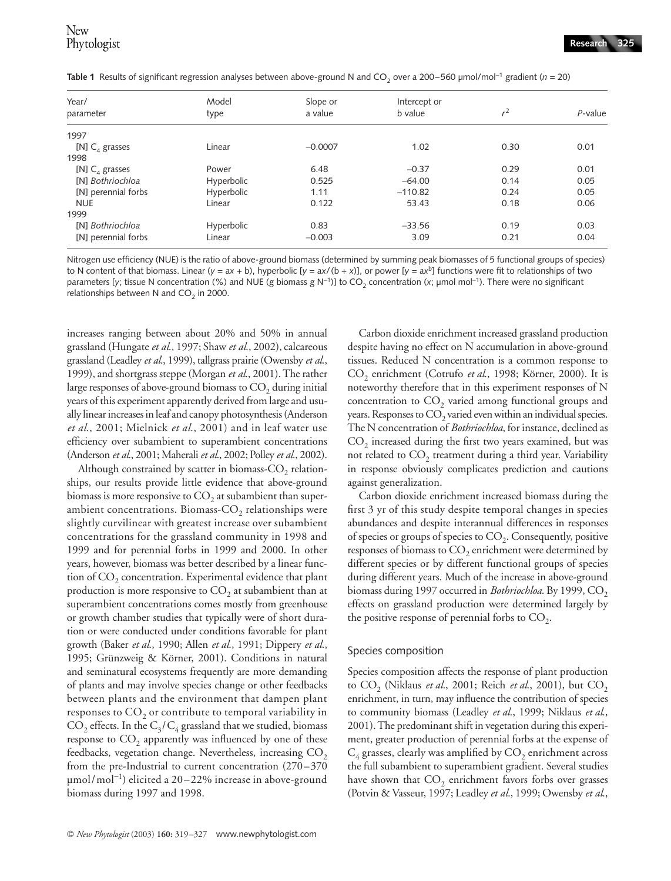**Table 1** Results of significant regression analyses between above-ground N and $CO_2$ over a 200–560 µmol/mol$^{-1}$ gradient ($n$ = 20)

| Year/ parameter | Model type | Slope or a value | Intercept or b value | $r^2$ | $P$-value |
|---|---|---|---|---|---|
| 1997 | | | | | |
| [N] $C_4$ grasses | Linear | −0.0007 | 1.02 | 0.30 | 0.01 |
| 1998 | | | | | |
| [N] $C_4$ grasses | Power | 6.48 | −0.37 | 0.29 | 0.01 |
| [N] *Bothriochloa* | Hyperbolic | 0.525 | −64.00 | 0.14 | 0.05 |
| [N] perennial forbs | Hyperbolic | 1.11 | −110.82 | 0.24 | 0.05 |
| NUE | Linear | 0.122 | 53.43 | 0.18 | 0.06 |
| 1999 | | | | | |
| [N] *Bothriochloa* | Hyperbolic | 0.83 | −33.56 | 0.19 | 0.03 |
| [N] perennial forbs | Linear | −0.003 | 3.09 | 0.21 | 0.04 |

Nitrogen use efficiency (NUE) is the ratio of above-ground biomass (determined by summing peak biomasses of 5 functional groups of species) to N content of that biomass. Linear ($y = ax + b$), hyperbolic [$y = ax/(b + x)$], or power [$y = ax^b$] functions were fit to relationships of two parameters [$y$; tissue N concentration (%) and NUE (g biomass g N$^{-1}$)] to $CO_2$ concentration ($x$; µmol mol$^{-1}$). There were no significant relationships between N and $CO_2$ in 2000.

increases ranging between about 20% and 50% in annual grassland (Hungate *et al.*, 1997; Shaw *et al.*, 2002), calcareous grassland (Leadley *et al.*, 1999), tallgrass prairie (Owensby *et al.*, 1999), and shortgrass steppe (Morgan *et al.*, 2001). The rather large responses of above-ground biomass to $CO_2$ during initial years of this experiment apparently derived from large and usually linear increases in leaf and canopy photosynthesis (Anderson *et al.*, 2001; Mielnick *et al.*, 2001) and in leaf water use efficiency over subambient to superambient concentrations (Anderson *et al.*, 2001; Maherali *et al.*, 2002; Polley *et al.*, 2002).

Although constrained by scatter in biomass-$CO_2$ relationships, our results provide little evidence that above-ground biomass is more responsive to $CO_2$ at subambient than superambient concentrations. Biomass-$CO_2$ relationships were slightly curvilinear with greatest increase over subambient concentrations for the grassland community in 1998 and 1999 and for perennial forbs in 1999 and 2000. In other years, however, biomass was better described by a linear function of $CO_2$ concentration. Experimental evidence that plant production is more responsive to $CO_2$ at subambient than at superambient concentrations comes mostly from greenhouse or growth chamber studies that typically were of short duration or were conducted under conditions favorable for plant growth (Baker *et al.*, 1990; Allen *et al.*, 1991; Dippery *et al.*, 1995; Grünzweig & Körner, 2001). Conditions in natural and seminatural ecosystems frequently are more demanding of plants and may involve species change or other feedbacks between plants and the environment that dampen plant responses to $CO_2$ or contribute to temporal variability in $CO_2$ effects. In the $C_3/C_4$ grassland that we studied, biomass response to $CO_2$ apparently was influenced by one of these feedbacks, vegetation change. Nevertheless, increasing $CO_2$ from the pre-Industrial to current concentration (270–370 µmol/mol$^{-1}$) elicited a 20–22% increase in above-ground biomass during 1997 and 1998.

Carbon dioxide enrichment increased grassland production despite having no effect on N accumulation in above-ground tissues. Reduced N concentration is a common response to $CO_2$ enrichment (Cotrufo *et al.*, 1998; Körner, 2000). It is noteworthy therefore that in this experiment responses of N concentration to $CO_2$ varied among functional groups and years. Responses to $CO_2$ varied even within an individual species. The N concentration of *Bothriochloa*, for instance, declined as $CO_2$ increased during the first two years examined, but was not related to $CO_2$ treatment during a third year. Variability in response obviously complicates prediction and cautions against generalization.

Carbon dioxide enrichment increased biomass during the first 3 yr of this study despite temporal changes in species abundances and despite interannual differences in responses of species or groups of species to $CO_2$. Consequently, positive responses of biomass to $CO_2$ enrichment were determined by different species or by different functional groups of species during different years. Much of the increase in above-ground biomass during 1997 occurred in *Bothriochloa*. By 1999, $CO_2$ effects on grassland production were determined largely by the positive response of perennial forbs to $CO_2$.

## Species composition

Species composition affects the response of plant production to $CO_2$ (Niklaus *et al.*, 2001; Reich *et al.*, 2001), but $CO_2$ enrichment, in turn, may influence the contribution of species to community biomass (Leadley *et al.*, 1999; Niklaus *et al.*, 2001). The predominant shift in vegetation during this experiment, greater production of perennial forbs at the expense of $C_4$ grasses, clearly was amplified by $CO_2$ enrichment across the full subambient to superambient gradient. Several studies have shown that $CO_2$ enrichment favors forbs over grasses (Potvin & Vasseur, 1997; Leadley *et al.*, 1999; Owensby *et al.*,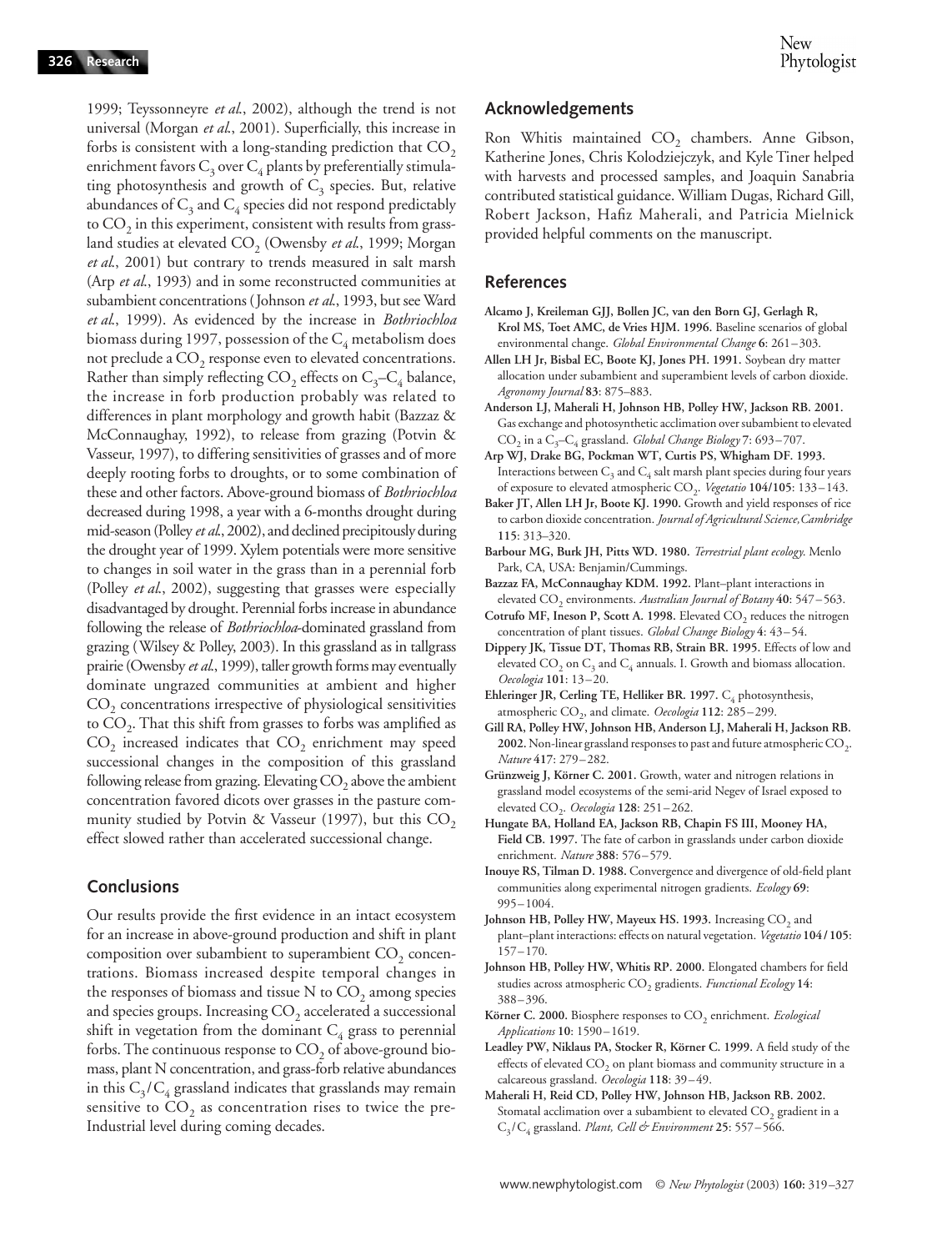1999; Teyssonneyre *et al.*, 2002), although the trend is not universal (Morgan *et al.*, 2001). Superficially, this increase in forbs is consistent with a long-standing prediction that $CO_2$ enrichment favors $C_3$ over $C_4$ plants by preferentially stimulating photosynthesis and growth of $C_3$ species. But, relative abundances of $C_3$ and $C_4$ species did not respond predictably to $CO_2$ in this experiment, consistent with results from grassland studies at elevated $CO_2$ (Owensby *et al.*, 1999; Morgan *et al.*, 2001) but contrary to trends measured in salt marsh (Arp *et al.*, 1993) and in some reconstructed communities at subambient concentrations (Johnson *et al.*, 1993, but see Ward *et al.*, 1999). As evidenced by the increase in *Bothriochloa* biomass during 1997, possession of the $C_4$ metabolism does not preclude a $CO_2$ response even to elevated concentrations. Rather than simply reflecting $CO_2$ effects on $C_3$–$C_4$ balance, the increase in forb production probably was related to differences in plant morphology and growth habit (Bazzaz & McConnaughay, 1992), to release from grazing (Potvin & Vasseur, 1997), to differing sensitivities of grasses and of more deeply rooting forbs to droughts, or to some combination of these and other factors. Above-ground biomass of *Bothriochloa* decreased during 1998, a year with a 6-months drought during mid-season (Polley *et al.*, 2002), and declined precipitously during the drought year of 1999. Xylem potentials were more sensitive to changes in soil water in the grass than in a perennial forb (Polley *et al.*, 2002), suggesting that grasses were especially disadvantaged by drought. Perennial forbs increase in abundance following the release of *Bothriochloa*-dominated grassland from grazing (Wilsey & Polley, 2003). In this grassland as in tallgrass prairie (Owensby *et al.*, 1999), taller growth forms may eventually dominate ungrazed communities at ambient and higher $CO_2$ concentrations irrespective of physiological sensitivities to $CO_2$. That this shift from grasses to forbs was amplified as $CO_2$ increased indicates that $CO_2$ enrichment may speed successional changes in the composition of this grassland following release from grazing. Elevating $CO_2$ above the ambient concentration favored dicots over grasses in the pasture community studied by Potvin & Vasseur (1997), but this $CO_2$ effect slowed rather than accelerated successional change.

## Conclusions

Our results provide the first evidence in an intact ecosystem for an increase in above-ground production and shift in plant composition over subambient to superambient $CO_2$ concentrations. Biomass increased despite temporal changes in the responses of biomass and tissue N to $CO_2$ among species and species groups. Increasing $CO_2$ accelerated a successional shift in vegetation from the dominant $C_4$ grass to perennial forbs. The continuous response to $CO_2$ of above-ground biomass, plant N concentration, and grass-forb relative abundances in this $C_3$/$C_4$ grassland indicates that grasslands may remain sensitive to $CO_2$ as concentration rises to twice the pre-Industrial level during coming decades.

## Acknowledgements

Ron Whitis maintained $CO_2$ chambers. Anne Gibson, Katherine Jones, Chris Kolodziejczyk, and Kyle Tiner helped with harvests and processed samples, and Joaquin Sanabria contributed statistical guidance. William Dugas, Richard Gill, Robert Jackson, Hafiz Maherali, and Patricia Mielnick provided helpful comments on the manuscript.

## References

**Alcamo J, Kreileman GJJ, Bollen JC, van den Born GJ, Gerlagh R, Krol MS, Toet AMC, de Vries HJM. 1996.** Baseline scenarios of global environmental change. *Global Environmental Change* **6**: 261–303.

**Allen LH Jr, Bisbal EC, Boote KJ, Jones PH. 1991.** Soybean dry matter allocation under subambient and superambient levels of carbon dioxide. *Agronomy Journal* **83**: 875–883.

**Anderson LJ, Maherali H, Johnson HB, Polley HW, Jackson RB. 2001.** Gas exchange and photosynthetic acclimation over subambient to elevated $CO_2$ in a $C_3$–$C_4$ grassland. *Global Change Biology* **7**: 693–707.

**Arp WJ, Drake BG, Pockman WT, Curtis PS, Whigham DF. 1993.** Interactions between $C_3$ and $C_4$ salt marsh plant species during four years of exposure to elevated atmospheric $CO_2$. *Vegetatio* **104/105**: 133–143.

**Baker JT, Allen LH Jr, Boote KJ. 1990.** Growth and yield responses of rice to carbon dioxide concentration. *Journal of Agricultural Science, Cambridge* **115**: 313–320.

**Barbour MG, Burk JH, Pitts WD. 1980.** *Terrestrial plant ecology*. Menlo Park, CA, USA: Benjamin/Cummings.

**Bazzaz FA, McConnaughay KDM. 1992.** Plant–plant interactions in elevated $CO_2$ environments. *Australian Journal of Botany* **40**: 547–563.

**Cotrufo MF, Ineson P, Scott A. 1998.** Elevated $CO_2$ reduces the nitrogen concentration of plant tissues. *Global Change Biology* **4**: 43–54.

**Dippery JK, Tissue DT, Thomas RB, Strain BR. 1995.** Effects of low and elevated $CO_2$ on $C_3$ and $C_4$ annuals. I. Growth and biomass allocation. *Oecologia* **101**: 13–20.

**Ehleringer JR, Cerling TE, Helliker BR. 1997.** $C_4$ photosynthesis, atmospheric $CO_2$, and climate. *Oecologia* **112**: 285–299.

**Gill RA, Polley HW, Johnson HB, Anderson LJ, Maherali H, Jackson RB. 2002.** Non-linear grassland responses to past and future atmospheric $CO_2$. *Nature* **417**: 279–282.

**Grünzweig J, Körner C. 2001.** Growth, water and nitrogen relations in grassland model ecosystems of the semi-arid Negev of Israel exposed to elevated $CO_2$. *Oecologia* **128**: 251–262.

**Hungate BA, Holland EA, Jackson RB, Chapin FS III, Mooney HA, Field CB. 1997.** The fate of carbon in grasslands under carbon dioxide enrichment. *Nature* **388**: 576–579.

**Inouye RS, Tilman D. 1988.** Convergence and divergence of old-field plant communities along experimental nitrogen gradients. *Ecology* **69**: 995–1004.

**Johnson HB, Polley HW, Mayeux HS. 1993.** Increasing $CO_2$ and plant–plant interactions: effects on natural vegetation. *Vegetatio* **104/105**: 157–170.

**Johnson HB, Polley HW, Whitis RP. 2000.** Elongated chambers for field studies across atmospheric $CO_2$ gradients. *Functional Ecology* **14**: 388–396.

**Körner C. 2000.** Biosphere responses to $CO_2$ enrichment. *Ecological Applications* **10**: 1590–1619.

**Leadley PW, Niklaus PA, Stocker R, Körner C. 1999.** A field study of the effects of elevated $CO_2$ on plant biomass and community structure in a calcareous grassland. *Oecologia* **118**: 39–49.

**Maherali H, Reid CD, Polley HW, Johnson HB, Jackson RB. 2002.** Stomatal acclimation over a subambient to elevated $CO_2$ gradient in a $C_3$/$C_4$ grassland. *Plant, Cell & Environment* **25**: 557–566.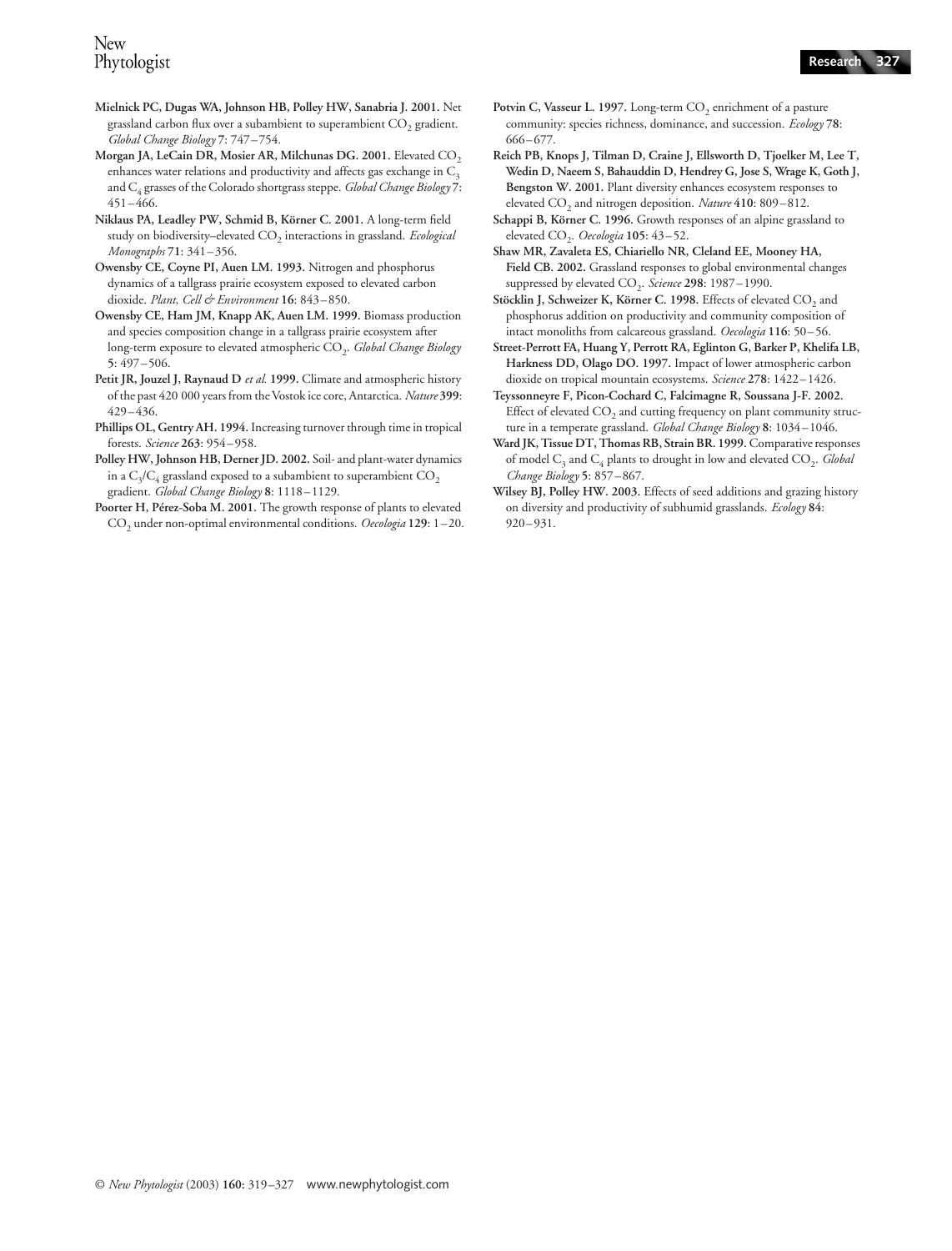**Mielnick PC, Dugas WA, Johnson HB, Polley HW, Sanabria J. 2001.** Net grassland carbon flux over a subambient to superambient $CO_2$ gradient. *Global Change Biology* 7: 747–754.

**Morgan JA, LeCain DR, Mosier AR, Milchunas DG. 2001.** Elevated $CO_2$ enhances water relations and productivity and affects gas exchange in $C_3$ and $C_4$ grasses of the Colorado shortgrass steppe. *Global Change Biology* 7: 451–466.

**Niklaus PA, Leadley PW, Schmid B, Körner C. 2001.** A long-term field study on biodiversity–elevated $CO_2$ interactions in grassland. *Ecological Monographs* 71: 341–356.

**Owensby CE, Coyne PI, Auen LM. 1993.** Nitrogen and phosphorus dynamics of a tallgrass prairie ecosystem exposed to elevated carbon dioxide. *Plant, Cell & Environment* **16**: 843–850.

**Owensby CE, Ham JM, Knapp AK, Auen LM. 1999.** Biomass production and species composition change in a tallgrass prairie ecosystem after long-term exposure to elevated atmospheric $CO_2$. *Global Change Biology* **5**: 497–506.

**Petit JR, Jouzel J, Raynaud D** ***et al.*** **1999.** Climate and atmospheric history of the past 420 000 years from the Vostok ice core, Antarctica. *Nature* **399**: 429–436.

**Phillips OL, Gentry AH. 1994.** Increasing turnover through time in tropical forests. *Science* **263**: 954–958.

**Polley HW, Johnson HB, Derner JD. 2002.** Soil- and plant-water dynamics in a $C_3/C_4$ grassland exposed to a subambient to superambient $CO_2$ gradient. *Global Change Biology* **8**: 1118–1129.

**Poorter H, Pérez-Soba M. 2001.** The growth response of plants to elevated $CO_2$ under non-optimal environmental conditions. *Oecologia* **129**: 1–20.

**Potvin C, Vasseur L. 1997.** Long-term $CO_2$ enrichment of a pasture community: species richness, dominance, and succession. *Ecology* **78**: 666–677.

**Reich PB, Knops J, Tilman D, Craine J, Ellsworth D, Tjoelker M, Lee T, Wedin D, Naeem S, Bahauddin D, Hendrey G, Jose S, Wrage K, Goth J, Bengston W. 2001.** Plant diversity enhances ecosystem responses to elevated $CO_2$ and nitrogen deposition. *Nature* **410**: 809–812.

**Schappi B, Körner C. 1996.** Growth responses of an alpine grassland to elevated $CO_2$. *Oecologia* **105**: 43–52.

**Shaw MR, Zavaleta ES, Chiariello NR, Cleland EE, Mooney HA, Field CB. 2002.** Grassland responses to global environmental changes suppressed by elevated $CO_2$. *Science* **298**: 1987–1990.

**Stöcklin J, Schweizer K, Körner C. 1998.** Effects of elevated $CO_2$ and phosphorus addition on productivity and community composition of intact monoliths from calcareous grassland. *Oecologia* **116**: 50–56.

**Street-Perrott FA, Huang Y, Perrott RA, Eglinton G, Barker P, Khelifa LB, Harkness DD, Olago DO. 1997.** Impact of lower atmospheric carbon dioxide on tropical mountain ecosystems. *Science* **278**: 1422–1426.

**Teyssonneyre F, Picon-Cochard C, Falcimagne R, Soussana J-F. 2002.** Effect of elevated $CO_2$ and cutting frequency on plant community structure in a temperate grassland. *Global Change Biology* **8**: 1034–1046.

**Ward JK, Tissue DT, Thomas RB, Strain BR. 1999.** Comparative responses of model $C_3$ and $C_4$ plants to drought in low and elevated $CO_2$. *Global Change Biology* **5**: 857–867.

**Wilsey BJ, Polley HW. 2003.** Effects of seed additions and grazing history on diversity and productivity of subhumid grasslands. *Ecology* **84**: 920–931.